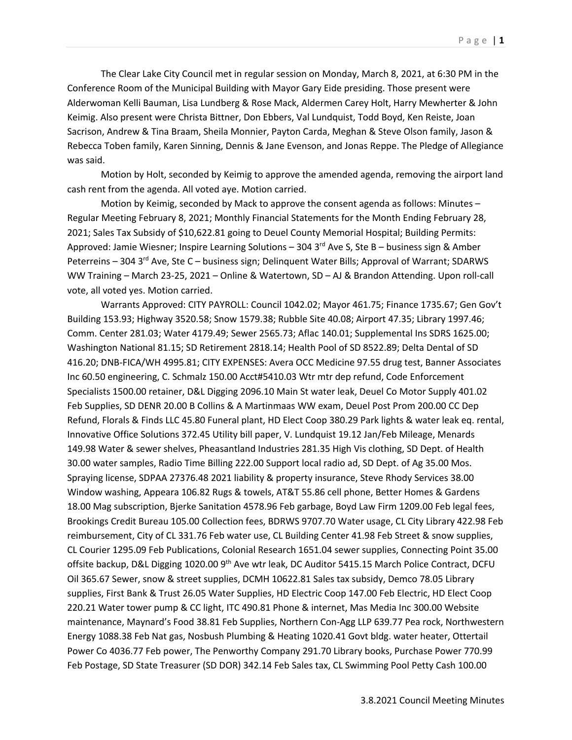The Clear Lake City Council met in regular session on Monday, March 8, 2021, at 6:30 PM in the Conference Room of the Municipal Building with Mayor Gary Eide presiding. Those present were Alderwoman Kelli Bauman, Lisa Lundberg & Rose Mack, Aldermen Carey Holt, Harry Mewherter & John Keimig. Also present were Christa Bittner, Don Ebbers, Val Lundquist, Todd Boyd, Ken Reiste, Joan Sacrison, Andrew & Tina Braam, Sheila Monnier, Payton Carda, Meghan & Steve Olson family, Jason & Rebecca Toben family, Karen Sinning, Dennis & Jane Evenson, and Jonas Reppe. The Pledge of Allegiance was said.

Motion by Holt, seconded by Keimig to approve the amended agenda, removing the airport land cash rent from the agenda. All voted aye. Motion carried.

Motion by Keimig, seconded by Mack to approve the consent agenda as follows: Minutes – Regular Meeting February 8, 2021; Monthly Financial Statements for the Month Ending February 28, 2021; Sales Tax Subsidy of $10,622.81 going to Deuel County Memorial Hospital; Building Permits: Approved: Jamie Wiesner; Inspire Learning Solutions – 304 3rd Ave S, Ste B – business sign & Amber Peterreins – 304 3rd Ave, Ste C – business sign; Delinquent Water Bills; Approval of Warrant; SDARWS WW Training – March 23-25, 2021 – Online & Watertown, SD – AJ & Brandon Attending. Upon roll-call vote, all voted yes. Motion carried.

Warrants Approved: CITY PAYROLL: Council 1042.02; Mayor 461.75; Finance 1735.67; Gen Gov't Building 153.93; Highway 3520.58; Snow 1579.38; Rubble Site 40.08; Airport 47.35; Library 1997.46; Comm. Center 281.03; Water 4179.49; Sewer 2565.73; Aflac 140.01; Supplemental Ins SDRS 1625.00; Washington National 81.15; SD Retirement 2818.14; Health Pool of SD 8522.89; Delta Dental of SD 416.20; DNB-FICA/WH 4995.81; CITY EXPENSES: Avera OCC Medicine 97.55 drug test, Banner Associates Inc 60.50 engineering, C. Schmalz 150.00 Acct#5410.03 Wtr mtr dep refund, Code Enforcement Specialists 1500.00 retainer, D&L Digging 2096.10 Main St water leak, Deuel Co Motor Supply 401.02 Feb Supplies, SD DENR 20.00 B Collins & A Martinmaas WW exam, Deuel Post Prom 200.00 CC Dep Refund, Florals & Finds LLC 45.80 Funeral plant, HD Elect Coop 380.29 Park lights & water leak eq. rental, Innovative Office Solutions 372.45 Utility bill paper, V. Lundquist 19.12 Jan/Feb Mileage, Menards 149.98 Water & sewer shelves, Pheasantland Industries 281.35 High Vis clothing, SD Dept. of Health 30.00 water samples, Radio Time Billing 222.00 Support local radio ad, SD Dept. of Ag 35.00 Mos. Spraying license, SDPAA 27376.48 2021 liability & property insurance, Steve Rhody Services 38.00 Window washing, Appeara 106.82 Rugs & towels, AT&T 55.86 cell phone, Better Homes & Gardens 18.00 Mag subscription, Bjerke Sanitation 4578.96 Feb garbage, Boyd Law Firm 1209.00 Feb legal fees, Brookings Credit Bureau 105.00 Collection fees, BDRWS 9707.70 Water usage, CL City Library 422.98 Feb reimbursement, City of CL 331.76 Feb water use, CL Building Center 41.98 Feb Street & snow supplies, CL Courier 1295.09 Feb Publications, Colonial Research 1651.04 sewer supplies, Connecting Point 35.00 offsite backup, D&L Digging 1020.00 9th Ave wtr leak, DC Auditor 5415.15 March Police Contract, DCFU Oil 365.67 Sewer, snow & street supplies, DCMH 10622.81 Sales tax subsidy, Demco 78.05 Library supplies, First Bank & Trust 26.05 Water Supplies, HD Electric Coop 147.00 Feb Electric, HD Elect Coop 220.21 Water tower pump & CC light, ITC 490.81 Phone & internet, Mas Media Inc 300.00 Website maintenance, Maynard's Food 38.81 Feb Supplies, Northern Con-Agg LLP 639.77 Pea rock, Northwestern Energy 1088.38 Feb Nat gas, Nosbush Plumbing & Heating 1020.41 Govt bldg. water heater, Ottertail Power Co 4036.77 Feb power, The Penworthy Company 291.70 Library books, Purchase Power 770.99 Feb Postage, SD State Treasurer (SD DOR) 342.14 Feb Sales tax, CL Swimming Pool Petty Cash 100.00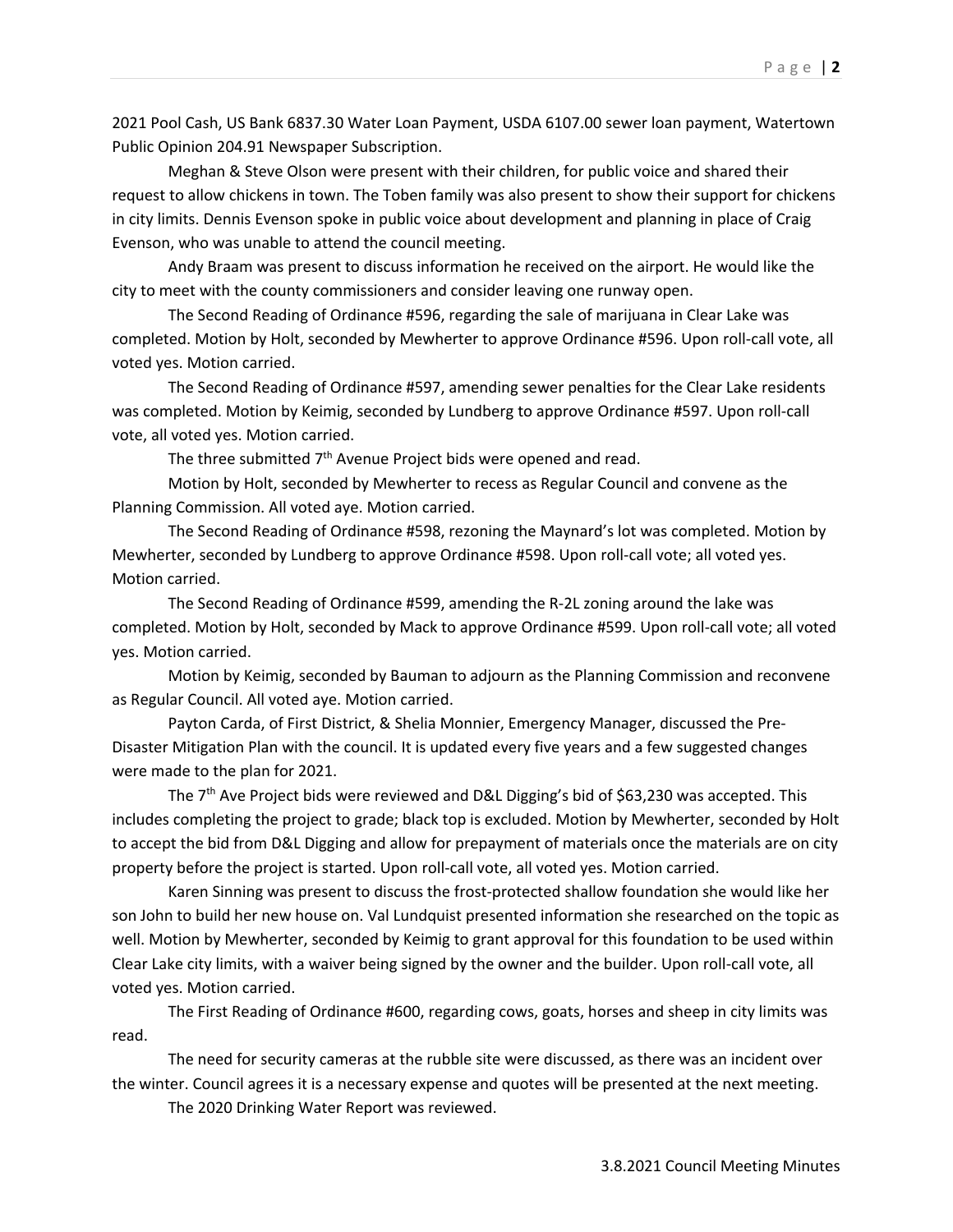2021 Pool Cash, US Bank 6837.30 Water Loan Payment, USDA 6107.00 sewer loan payment, Watertown Public Opinion 204.91 Newspaper Subscription.

Meghan & Steve Olson were present with their children, for public voice and shared their request to allow chickens in town. The Toben family was also present to show their support for chickens in city limits. Dennis Evenson spoke in public voice about development and planning in place of Craig Evenson, who was unable to attend the council meeting.

Andy Braam was present to discuss information he received on the airport. He would like the city to meet with the county commissioners and consider leaving one runway open.

The Second Reading of Ordinance #596, regarding the sale of marijuana in Clear Lake was completed. Motion by Holt, seconded by Mewherter to approve Ordinance #596. Upon roll-call vote, all voted yes. Motion carried.

The Second Reading of Ordinance #597, amending sewer penalties for the Clear Lake residents was completed. Motion by Keimig, seconded by Lundberg to approve Ordinance #597. Upon roll-call vote, all voted yes. Motion carried.

The three submitted 7th Avenue Project bids were opened and read.

Motion by Holt, seconded by Mewherter to recess as Regular Council and convene as the Planning Commission. All voted aye. Motion carried.

The Second Reading of Ordinance #598, rezoning the Maynard's lot was completed. Motion by Mewherter, seconded by Lundberg to approve Ordinance #598. Upon roll-call vote; all voted yes. Motion carried.

The Second Reading of Ordinance #599, amending the R-2L zoning around the lake was completed. Motion by Holt, seconded by Mack to approve Ordinance #599. Upon roll-call vote; all voted yes. Motion carried.

Motion by Keimig, seconded by Bauman to adjourn as the Planning Commission and reconvene as Regular Council. All voted aye. Motion carried.

Payton Carda, of First District, & Shelia Monnier, Emergency Manager, discussed the Pre-Disaster Mitigation Plan with the council. It is updated every five years and a few suggested changes were made to the plan for 2021.

The 7th Ave Project bids were reviewed and D&L Digging's bid of $63,230 was accepted. This includes completing the project to grade; black top is excluded. Motion by Mewherter, seconded by Holt to accept the bid from D&L Digging and allow for prepayment of materials once the materials are on city property before the project is started. Upon roll-call vote, all voted yes. Motion carried.

Karen Sinning was present to discuss the frost-protected shallow foundation she would like her son John to build her new house on. Val Lundquist presented information she researched on the topic as well. Motion by Mewherter, seconded by Keimig to grant approval for this foundation to be used within Clear Lake city limits, with a waiver being signed by the owner and the builder. Upon roll-call vote, all voted yes. Motion carried.

The First Reading of Ordinance #600, regarding cows, goats, horses and sheep in city limits was read.

The need for security cameras at the rubble site were discussed, as there was an incident over the winter. Council agrees it is a necessary expense and quotes will be presented at the next meeting.

The 2020 Drinking Water Report was reviewed.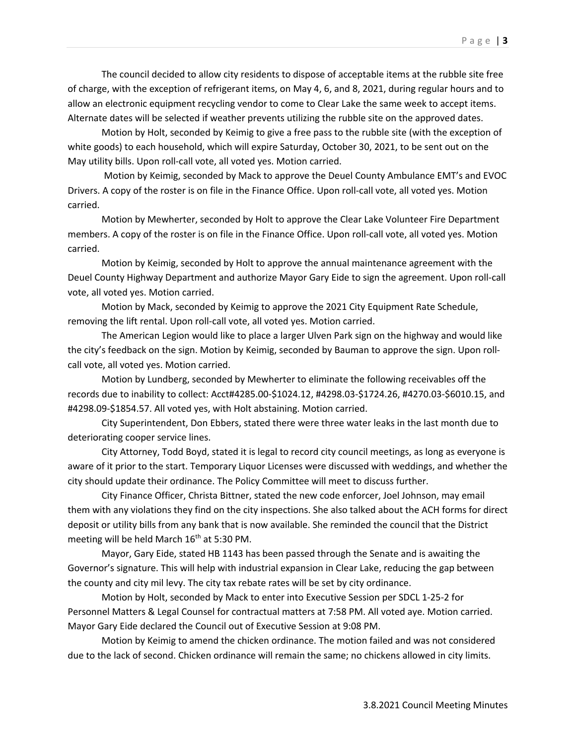The council decided to allow city residents to dispose of acceptable items at the rubble site free of charge, with the exception of refrigerant items, on May 4, 6, and 8, 2021, during regular hours and to allow an electronic equipment recycling vendor to come to Clear Lake the same week to accept items. Alternate dates will be selected if weather prevents utilizing the rubble site on the approved dates.

Motion by Holt, seconded by Keimig to give a free pass to the rubble site (with the exception of white goods) to each household, which will expire Saturday, October 30, 2021, to be sent out on the May utility bills. Upon roll-call vote, all voted yes. Motion carried.

Motion by Keimig, seconded by Mack to approve the Deuel County Ambulance EMT's and EVOC Drivers. A copy of the roster is on file in the Finance Office. Upon roll-call vote, all voted yes. Motion carried.

Motion by Mewherter, seconded by Holt to approve the Clear Lake Volunteer Fire Department members. A copy of the roster is on file in the Finance Office. Upon roll-call vote, all voted yes. Motion carried.

Motion by Keimig, seconded by Holt to approve the annual maintenance agreement with the Deuel County Highway Department and authorize Mayor Gary Eide to sign the agreement. Upon roll-call vote, all voted yes. Motion carried.

Motion by Mack, seconded by Keimig to approve the 2021 City Equipment Rate Schedule, removing the lift rental. Upon roll-call vote, all voted yes. Motion carried.

The American Legion would like to place a larger Ulven Park sign on the highway and would like the city's feedback on the sign. Motion by Keimig, seconded by Bauman to approve the sign. Upon roll-call vote, all voted yes. Motion carried.

Motion by Lundberg, seconded by Mewherter to eliminate the following receivables off the records due to inability to collect: Acct#4285.00-$1024.12, #4298.03-$1724.26, #4270.03-$6010.15, and #4298.09-$1854.57. All voted yes, with Holt abstaining. Motion carried.

City Superintendent, Don Ebbers, stated there were three water leaks in the last month due to deteriorating cooper service lines.

City Attorney, Todd Boyd, stated it is legal to record city council meetings, as long as everyone is aware of it prior to the start. Temporary Liquor Licenses were discussed with weddings, and whether the city should update their ordinance. The Policy Committee will meet to discuss further.

City Finance Officer, Christa Bittner, stated the new code enforcer, Joel Johnson, may email them with any violations they find on the city inspections. She also talked about the ACH forms for direct deposit or utility bills from any bank that is now available. She reminded the council that the District meeting will be held March 16th at 5:30 PM.

Mayor, Gary Eide, stated HB 1143 has been passed through the Senate and is awaiting the Governor's signature. This will help with industrial expansion in Clear Lake, reducing the gap between the county and city mil levy. The city tax rebate rates will be set by city ordinance.

Motion by Holt, seconded by Mack to enter into Executive Session per SDCL 1-25-2 for Personnel Matters & Legal Counsel for contractual matters at 7:58 PM. All voted aye. Motion carried. Mayor Gary Eide declared the Council out of Executive Session at 9:08 PM.

Motion by Keimig to amend the chicken ordinance. The motion failed and was not considered due to the lack of second. Chicken ordinance will remain the same; no chickens allowed in city limits.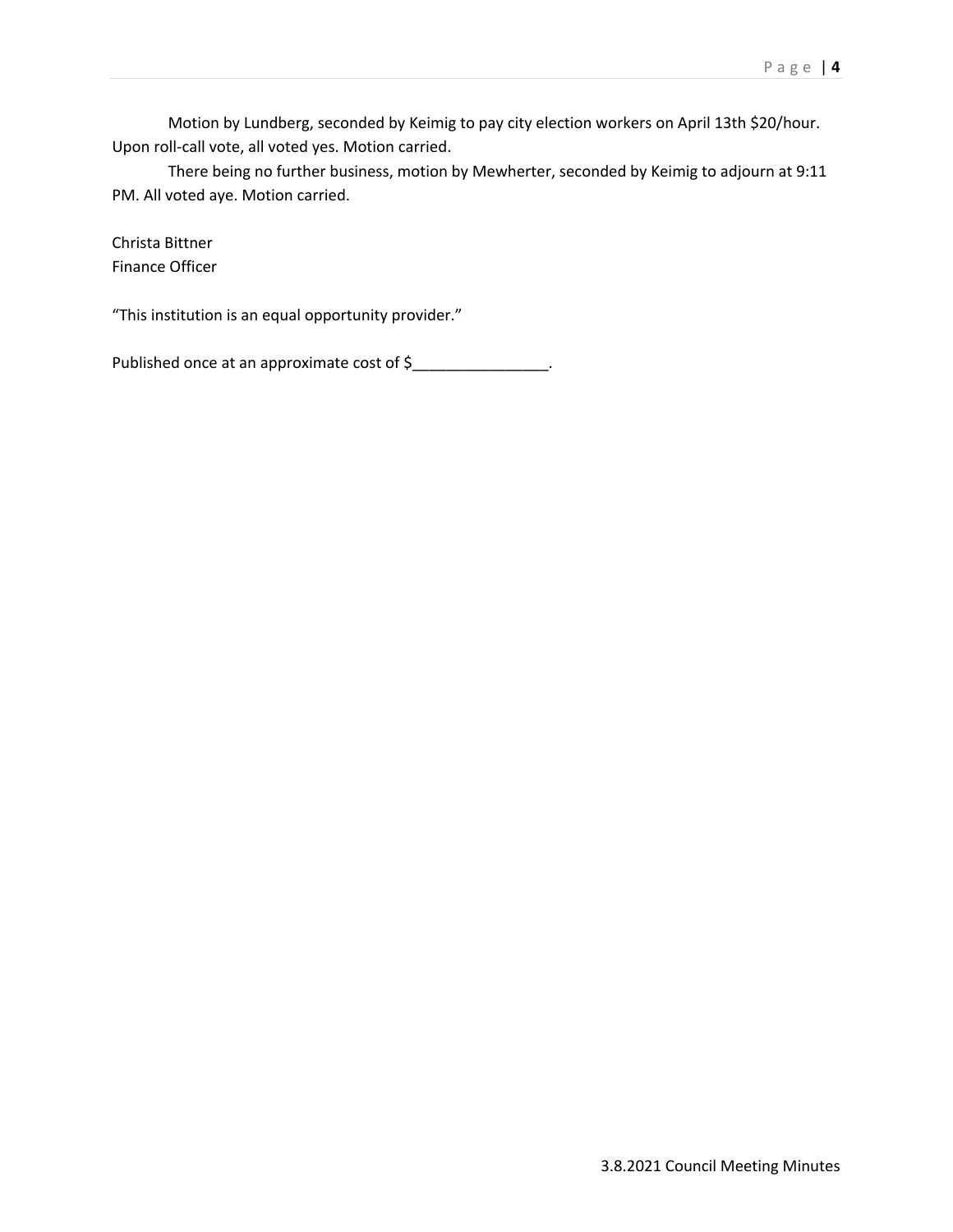Motion by Lundberg, seconded by Keimig to pay city election workers on April 13th $20/hour. Upon roll-call vote, all voted yes. Motion carried.

There being no further business, motion by Mewherter, seconded by Keimig to adjourn at 9:11 PM. All voted aye. Motion carried.

Christa Bittner
Finance Officer

"This institution is an equal opportunity provider."

Published once at an approximate cost of $________________.